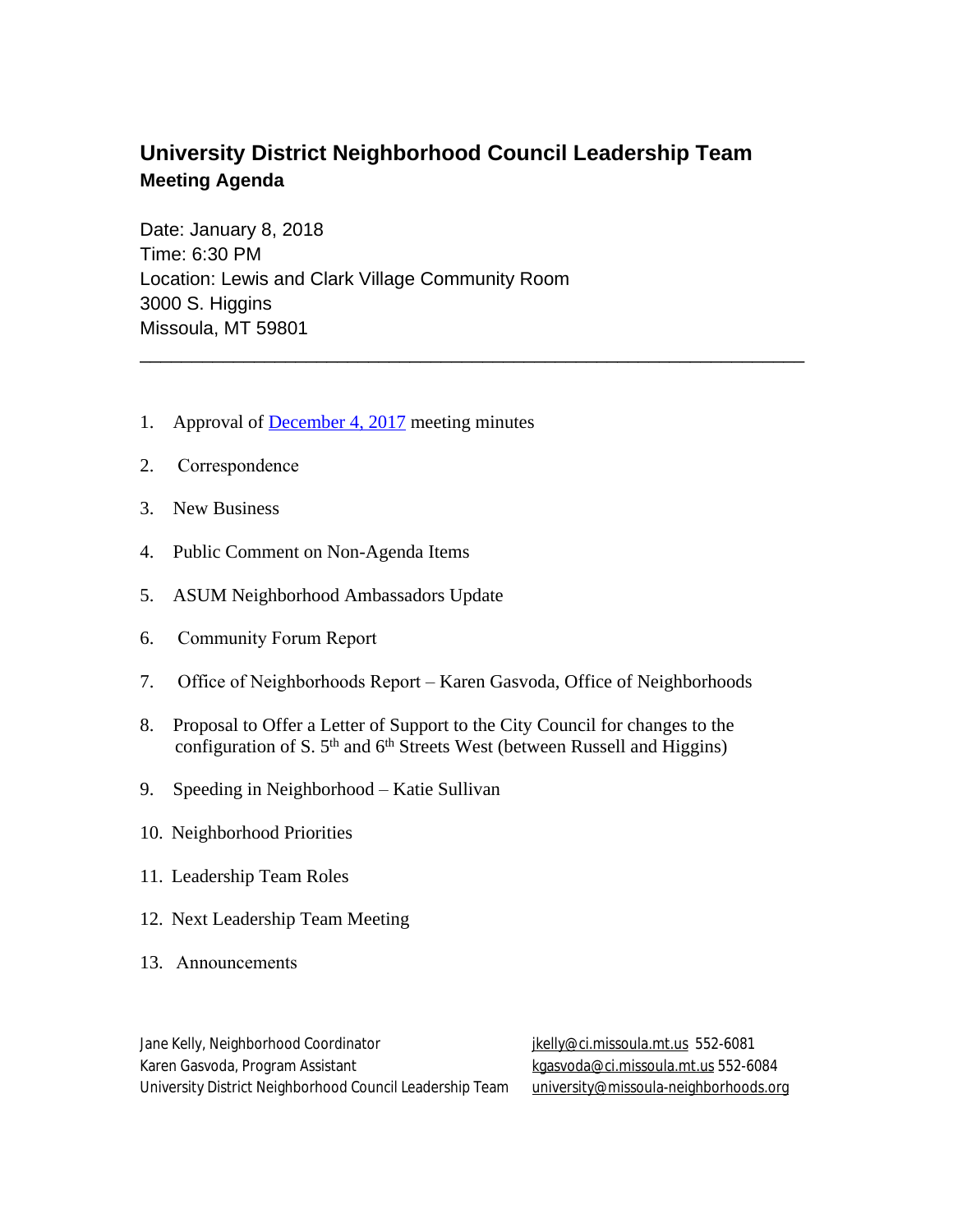# University District Neighborhood Council Leadership Team

## Meeting Agenda

Date: January 8, 2018
Time: 6:30 PM
Location: Lewis and Clark Village Community Room
3000 S. Higgins
Missoula, MT 59801

---

1. Approval of December 4, 2017 meeting minutes
2. Correspondence
3. New Business
4. Public Comment on Non-Agenda Items
5. ASUM Neighborhood Ambassadors Update
6. Community Forum Report
7. Office of Neighborhoods Report – Karen Gasvoda, Office of Neighborhoods
8. Proposal to Offer a Letter of Support to the City Council for changes to the configuration of S. 5th and 6th Streets West (between Russell and Higgins)
9. Speeding in Neighborhood – Katie Sullivan
10. Neighborhood Priorities
11. Leadership Team Roles
12. Next Leadership Team Meeting
13. Announcements

Jane Kelly, Neighborhood Coordinator jkelly@ci.missoula.mt.us 552-6081
Karen Gasvoda, Program Assistant kgasvoda@ci.missoula.mt.us 552-6084
University District Neighborhood Council Leadership Team university@missoula-neighborhoods.org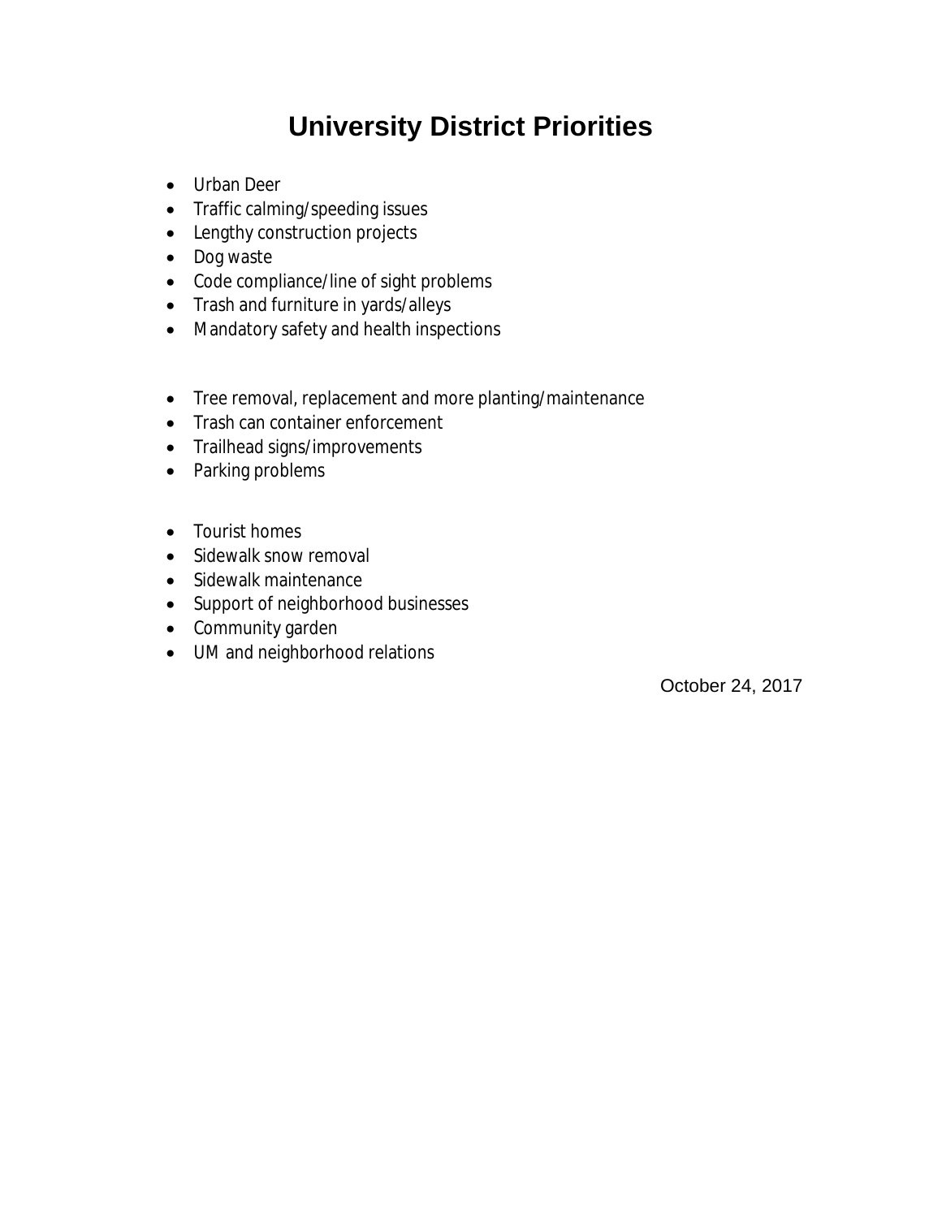# University District Priorities

- Urban Deer
- Traffic calming/speeding issues
- Lengthy construction projects
- Dog waste
- Code compliance/line of sight problems
- Trash and furniture in yards/alleys
- Mandatory safety and health inspections

- Tree removal, replacement and more planting/maintenance
- Trash can container enforcement
- Trailhead signs/improvements
- Parking problems

- Tourist homes
- Sidewalk snow removal
- Sidewalk maintenance
- Support of neighborhood businesses
- Community garden
- UM and neighborhood relations

October 24, 2017